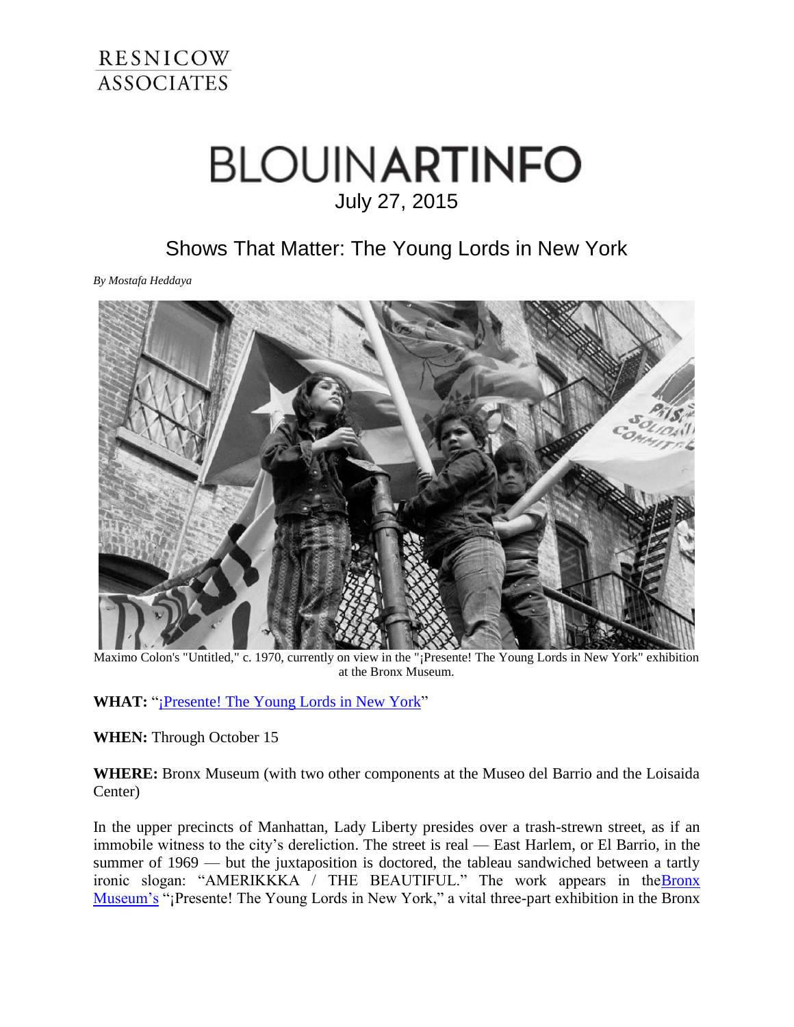RESNICOW ASSOCIATES

# BLOUINARTINFO

July 27, 2015

## Shows That Matter: The Young Lords in New York

*By Mostafa Heddaya*

Maximo Colon's "Untitled," c. 1970, currently on view in the "¡Presente! The Young Lords in New York" exhibition at the Bronx Museum.

**WHAT:** "¡Presente! The Young Lords in New York"

**WHEN:** Through October 15

**WHERE:** Bronx Museum (with two other components at the Museo del Barrio and the Loisaida Center)

In the upper precincts of Manhattan, Lady Liberty presides over a trash-strewn street, as if an immobile witness to the city's dereliction. The street is real — East Harlem, or El Barrio, in the summer of 1969 — but the juxtaposition is doctored, the tableau sandwiched between a tartly ironic slogan: "AMERIKKKA / THE BEAUTIFUL." The work appears in theBronx Museum's "¡Presente! The Young Lords in New York," a vital three-part exhibition in the Bronx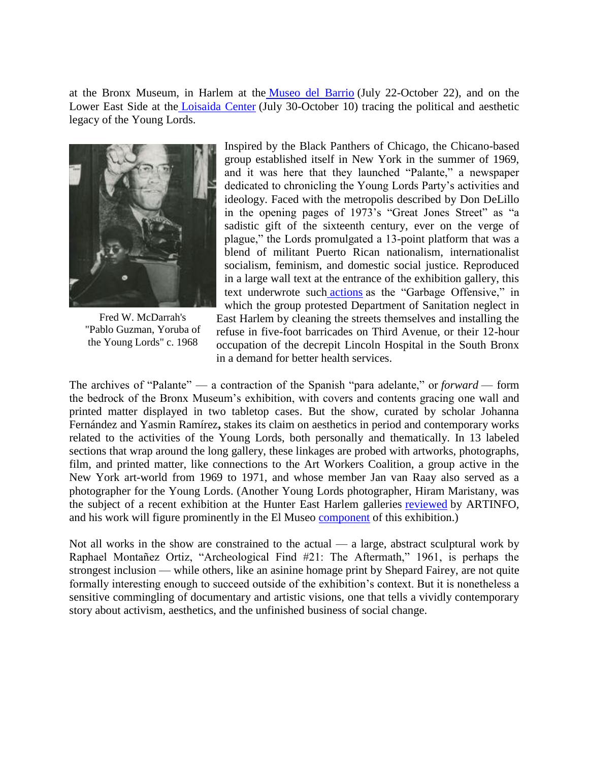at the Bronx Museum, in Harlem at the Museo del Barrio (July 22-October 22), and on the Lower East Side at the Loisaida Center (July 30-October 10) tracing the political and aesthetic legacy of the Young Lords.

Fred W. McDarrah's "Pablo Guzman, Yoruba of the Young Lords" c. 1968

Inspired by the Black Panthers of Chicago, the Chicano-based group established itself in New York in the summer of 1969, and it was here that they launched "Palante," a newspaper dedicated to chronicling the Young Lords Party's activities and ideology. Faced with the metropolis described by Don DeLillo in the opening pages of 1973's "Great Jones Street" as "a sadistic gift of the sixteenth century, ever on the verge of plague," the Lords promulgated a 13-point platform that was a blend of militant Puerto Rican nationalism, internationalist socialism, feminism, and domestic social justice. Reproduced in a large wall text at the entrance of the exhibition gallery, this text underwrote such actions as the "Garbage Offensive," in which the group protested Department of Sanitation neglect in East Harlem by cleaning the streets themselves and installing the refuse in five-foot barricades on Third Avenue, or their 12-hour occupation of the decrepit Lincoln Hospital in the South Bronx in a demand for better health services.

The archives of "Palante" — a contraction of the Spanish "para adelante," or *forward* — form the bedrock of the Bronx Museum's exhibition, with covers and contents gracing one wall and printed matter displayed in two tabletop cases. But the show, curated by scholar Johanna Fernández and Yasmin Ramírez, stakes its claim on aesthetics in period and contemporary works related to the activities of the Young Lords, both personally and thematically. In 13 labeled sections that wrap around the long gallery, these linkages are probed with artworks, photographs, film, and printed matter, like connections to the Art Workers Coalition, a group active in the New York art-world from 1969 to 1971, and whose member Jan van Raay also served as a photographer for the Young Lords. (Another Young Lords photographer, Hiram Maristany, was the subject of a recent exhibition at the Hunter East Harlem galleries reviewed by ARTINFO, and his work will figure prominently in the El Museo component of this exhibition.)

Not all works in the show are constrained to the actual — a large, abstract sculptural work by Raphael Montañez Ortiz, "Archeological Find #21: The Aftermath," 1961, is perhaps the strongest inclusion — while others, like an asinine homage print by Shepard Fairey, are not quite formally interesting enough to succeed outside of the exhibition's context. But it is nonetheless a sensitive commingling of documentary and artistic visions, one that tells a vividly contemporary story about activism, aesthetics, and the unfinished business of social change.